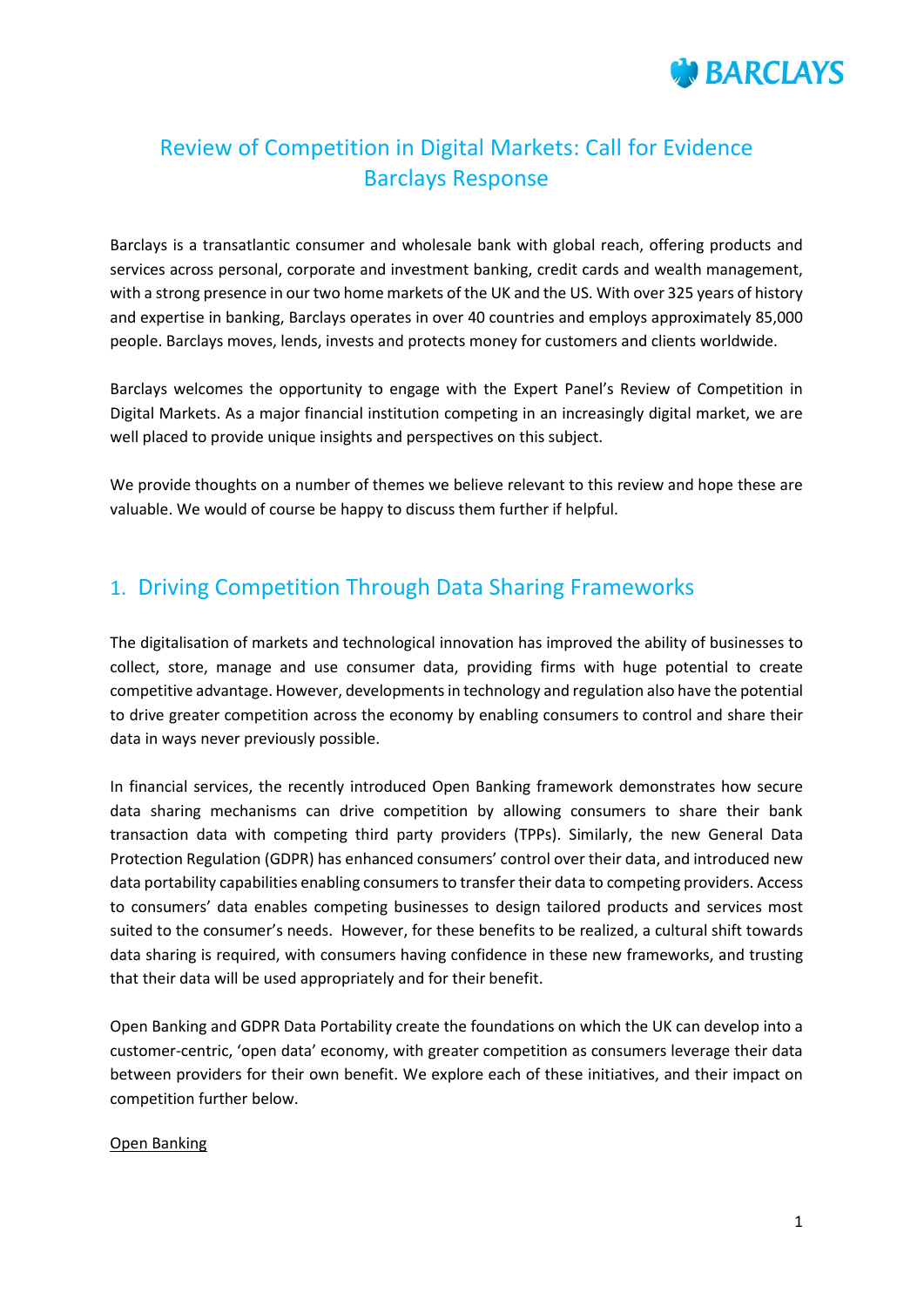# Review of Competition in Digital Markets: Call for Evidence
# Barclays Response

Barclays is a transatlantic consumer and wholesale bank with global reach, offering products and services across personal, corporate and investment banking, credit cards and wealth management, with a strong presence in our two home markets of the UK and the US. With over 325 years of history and expertise in banking, Barclays operates in over 40 countries and employs approximately 85,000 people. Barclays moves, lends, invests and protects money for customers and clients worldwide.

Barclays welcomes the opportunity to engage with the Expert Panel's Review of Competition in Digital Markets. As a major financial institution competing in an increasingly digital market, we are well placed to provide unique insights and perspectives on this subject.

We provide thoughts on a number of themes we believe relevant to this review and hope these are valuable. We would of course be happy to discuss them further if helpful.

## 1. Driving Competition Through Data Sharing Frameworks

The digitalisation of markets and technological innovation has improved the ability of businesses to collect, store, manage and use consumer data, providing firms with huge potential to create competitive advantage. However, developments in technology and regulation also have the potential to drive greater competition across the economy by enabling consumers to control and share their data in ways never previously possible.

In financial services, the recently introduced Open Banking framework demonstrates how secure data sharing mechanisms can drive competition by allowing consumers to share their bank transaction data with competing third party providers (TPPs). Similarly, the new General Data Protection Regulation (GDPR) has enhanced consumers' control over their data, and introduced new data portability capabilities enabling consumers to transfer their data to competing providers. Access to consumers' data enables competing businesses to design tailored products and services most suited to the consumer's needs. However, for these benefits to be realized, a cultural shift towards data sharing is required, with consumers having confidence in these new frameworks, and trusting that their data will be used appropriately and for their benefit.

Open Banking and GDPR Data Portability create the foundations on which the UK can develop into a customer-centric, 'open data' economy, with greater competition as consumers leverage their data between providers for their own benefit. We explore each of these initiatives, and their impact on competition further below.

<u>Open Banking</u>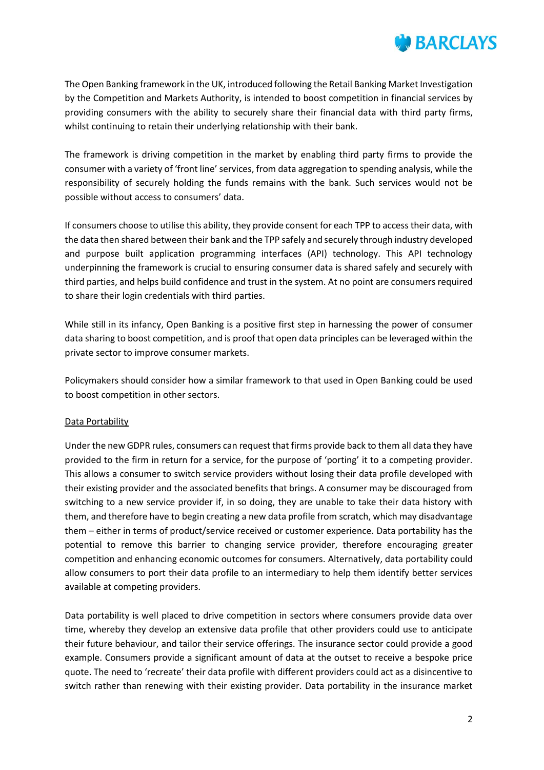The Open Banking framework in the UK, introduced following the Retail Banking Market Investigation by the Competition and Markets Authority, is intended to boost competition in financial services by providing consumers with the ability to securely share their financial data with third party firms, whilst continuing to retain their underlying relationship with their bank.

The framework is driving competition in the market by enabling third party firms to provide the consumer with a variety of 'front line' services, from data aggregation to spending analysis, while the responsibility of securely holding the funds remains with the bank. Such services would not be possible without access to consumers' data.

If consumers choose to utilise this ability, they provide consent for each TPP to access their data, with the data then shared between their bank and the TPP safely and securely through industry developed and purpose built application programming interfaces (API) technology. This API technology underpinning the framework is crucial to ensuring consumer data is shared safely and securely with third parties, and helps build confidence and trust in the system. At no point are consumers required to share their login credentials with third parties.

While still in its infancy, Open Banking is a positive first step in harnessing the power of consumer data sharing to boost competition, and is proof that open data principles can be leveraged within the private sector to improve consumer markets.

Policymakers should consider how a similar framework to that used in Open Banking could be used to boost competition in other sectors.

<u>Data Portability</u>

Under the new GDPR rules, consumers can request that firms provide back to them all data they have provided to the firm in return for a service, for the purpose of 'porting' it to a competing provider. This allows a consumer to switch service providers without losing their data profile developed with their existing provider and the associated benefits that brings. A consumer may be discouraged from switching to a new service provider if, in so doing, they are unable to take their data history with them, and therefore have to begin creating a new data profile from scratch, which may disadvantage them – either in terms of product/service received or customer experience. Data portability has the potential to remove this barrier to changing service provider, therefore encouraging greater competition and enhancing economic outcomes for consumers. Alternatively, data portability could allow consumers to port their data profile to an intermediary to help them identify better services available at competing providers.

Data portability is well placed to drive competition in sectors where consumers provide data over time, whereby they develop an extensive data profile that other providers could use to anticipate their future behaviour, and tailor their service offerings. The insurance sector could provide a good example. Consumers provide a significant amount of data at the outset to receive a bespoke price quote. The need to 'recreate' their data profile with different providers could act as a disincentive to switch rather than renewing with their existing provider. Data portability in the insurance market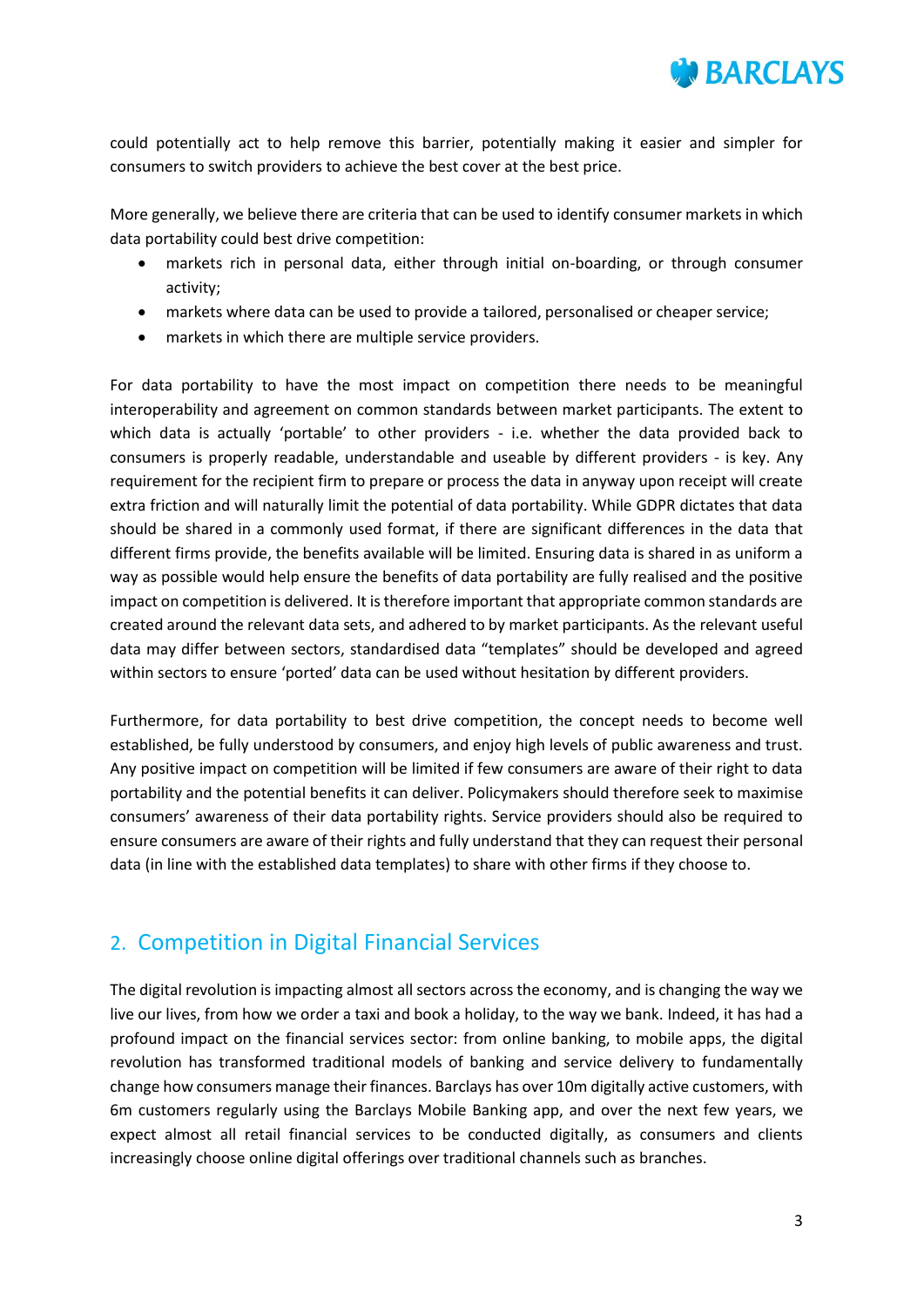could potentially act to help remove this barrier, potentially making it easier and simpler for consumers to switch providers to achieve the best cover at the best price.

More generally, we believe there are criteria that can be used to identify consumer markets in which data portability could best drive competition:

- markets rich in personal data, either through initial on-boarding, or through consumer activity;
- markets where data can be used to provide a tailored, personalised or cheaper service;
- markets in which there are multiple service providers.

For data portability to have the most impact on competition there needs to be meaningful interoperability and agreement on common standards between market participants. The extent to which data is actually 'portable' to other providers - i.e. whether the data provided back to consumers is properly readable, understandable and useable by different providers - is key. Any requirement for the recipient firm to prepare or process the data in anyway upon receipt will create extra friction and will naturally limit the potential of data portability. While GDPR dictates that data should be shared in a commonly used format, if there are significant differences in the data that different firms provide, the benefits available will be limited. Ensuring data is shared in as uniform a way as possible would help ensure the benefits of data portability are fully realised and the positive impact on competition is delivered. It is therefore important that appropriate common standards are created around the relevant data sets, and adhered to by market participants. As the relevant useful data may differ between sectors, standardised data "templates" should be developed and agreed within sectors to ensure 'ported' data can be used without hesitation by different providers.

Furthermore, for data portability to best drive competition, the concept needs to become well established, be fully understood by consumers, and enjoy high levels of public awareness and trust. Any positive impact on competition will be limited if few consumers are aware of their right to data portability and the potential benefits it can deliver. Policymakers should therefore seek to maximise consumers' awareness of their data portability rights. Service providers should also be required to ensure consumers are aware of their rights and fully understand that they can request their personal data (in line with the established data templates) to share with other firms if they choose to.

## 2. Competition in Digital Financial Services

The digital revolution is impacting almost all sectors across the economy, and is changing the way we live our lives, from how we order a taxi and book a holiday, to the way we bank. Indeed, it has had a profound impact on the financial services sector: from online banking, to mobile apps, the digital revolution has transformed traditional models of banking and service delivery to fundamentally change how consumers manage their finances. Barclays has over 10m digitally active customers, with 6m customers regularly using the Barclays Mobile Banking app, and over the next few years, we expect almost all retail financial services to be conducted digitally, as consumers and clients increasingly choose online digital offerings over traditional channels such as branches.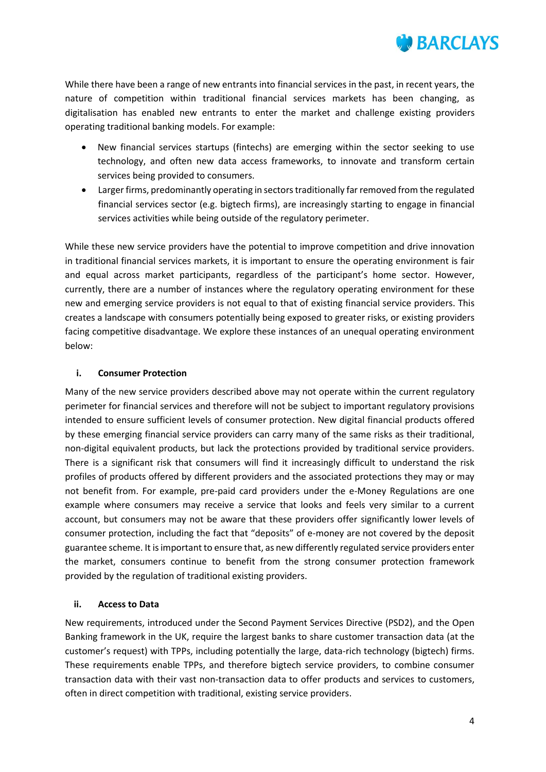While there have been a range of new entrants into financial services in the past, in recent years, the nature of competition within traditional financial services markets has been changing, as digitalisation has enabled new entrants to enter the market and challenge existing providers operating traditional banking models. For example:

- New financial services startups (fintechs) are emerging within the sector seeking to use technology, and often new data access frameworks, to innovate and transform certain services being provided to consumers.
- Larger firms, predominantly operating in sectors traditionally far removed from the regulated financial services sector (e.g. bigtech firms), are increasingly starting to engage in financial services activities while being outside of the regulatory perimeter.

While these new service providers have the potential to improve competition and drive innovation in traditional financial services markets, it is important to ensure the operating environment is fair and equal across market participants, regardless of the participant's home sector. However, currently, there are a number of instances where the regulatory operating environment for these new and emerging service providers is not equal to that of existing financial service providers. This creates a landscape with consumers potentially being exposed to greater risks, or existing providers facing competitive disadvantage. We explore these instances of an unequal operating environment below:

#### i. Consumer Protection

Many of the new service providers described above may not operate within the current regulatory perimeter for financial services and therefore will not be subject to important regulatory provisions intended to ensure sufficient levels of consumer protection. New digital financial products offered by these emerging financial service providers can carry many of the same risks as their traditional, non-digital equivalent products, but lack the protections provided by traditional service providers. There is a significant risk that consumers will find it increasingly difficult to understand the risk profiles of products offered by different providers and the associated protections they may or may not benefit from. For example, pre-paid card providers under the e-Money Regulations are one example where consumers may receive a service that looks and feels very similar to a current account, but consumers may not be aware that these providers offer significantly lower levels of consumer protection, including the fact that "deposits" of e-money are not covered by the deposit guarantee scheme. It is important to ensure that, as new differently regulated service providers enter the market, consumers continue to benefit from the strong consumer protection framework provided by the regulation of traditional existing providers.

#### ii. Access to Data

New requirements, introduced under the Second Payment Services Directive (PSD2), and the Open Banking framework in the UK, require the largest banks to share customer transaction data (at the customer's request) with TPPs, including potentially the large, data-rich technology (bigtech) firms. These requirements enable TPPs, and therefore bigtech service providers, to combine consumer transaction data with their vast non-transaction data to offer products and services to customers, often in direct competition with traditional, existing service providers.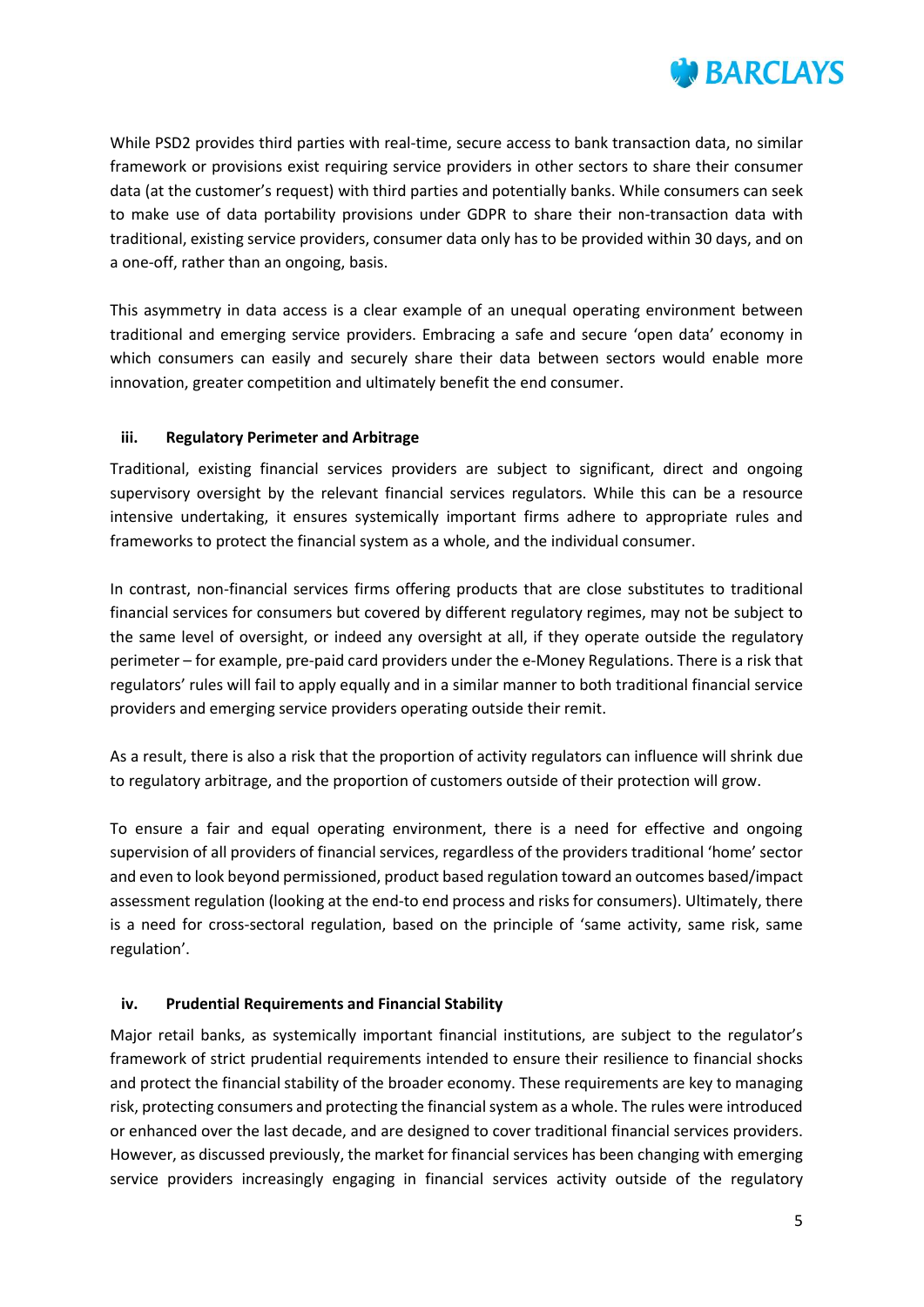While PSD2 provides third parties with real-time, secure access to bank transaction data, no similar framework or provisions exist requiring service providers in other sectors to share their consumer data (at the customer's request) with third parties and potentially banks. While consumers can seek to make use of data portability provisions under GDPR to share their non-transaction data with traditional, existing service providers, consumer data only has to be provided within 30 days, and on a one-off, rather than an ongoing, basis.

This asymmetry in data access is a clear example of an unequal operating environment between traditional and emerging service providers. Embracing a safe and secure 'open data' economy in which consumers can easily and securely share their data between sectors would enable more innovation, greater competition and ultimately benefit the end consumer.

### iii. Regulatory Perimeter and Arbitrage

Traditional, existing financial services providers are subject to significant, direct and ongoing supervisory oversight by the relevant financial services regulators. While this can be a resource intensive undertaking, it ensures systemically important firms adhere to appropriate rules and frameworks to protect the financial system as a whole, and the individual consumer.

In contrast, non-financial services firms offering products that are close substitutes to traditional financial services for consumers but covered by different regulatory regimes, may not be subject to the same level of oversight, or indeed any oversight at all, if they operate outside the regulatory perimeter – for example, pre-paid card providers under the e-Money Regulations. There is a risk that regulators' rules will fail to apply equally and in a similar manner to both traditional financial service providers and emerging service providers operating outside their remit.

As a result, there is also a risk that the proportion of activity regulators can influence will shrink due to regulatory arbitrage, and the proportion of customers outside of their protection will grow.

To ensure a fair and equal operating environment, there is a need for effective and ongoing supervision of all providers of financial services, regardless of the providers traditional 'home' sector and even to look beyond permissioned, product based regulation toward an outcomes based/impact assessment regulation (looking at the end-to end process and risks for consumers). Ultimately, there is a need for cross-sectoral regulation, based on the principle of 'same activity, same risk, same regulation'.

### iv. Prudential Requirements and Financial Stability

Major retail banks, as systemically important financial institutions, are subject to the regulator's framework of strict prudential requirements intended to ensure their resilience to financial shocks and protect the financial stability of the broader economy. These requirements are key to managing risk, protecting consumers and protecting the financial system as a whole. The rules were introduced or enhanced over the last decade, and are designed to cover traditional financial services providers. However, as discussed previously, the market for financial services has been changing with emerging service providers increasingly engaging in financial services activity outside of the regulatory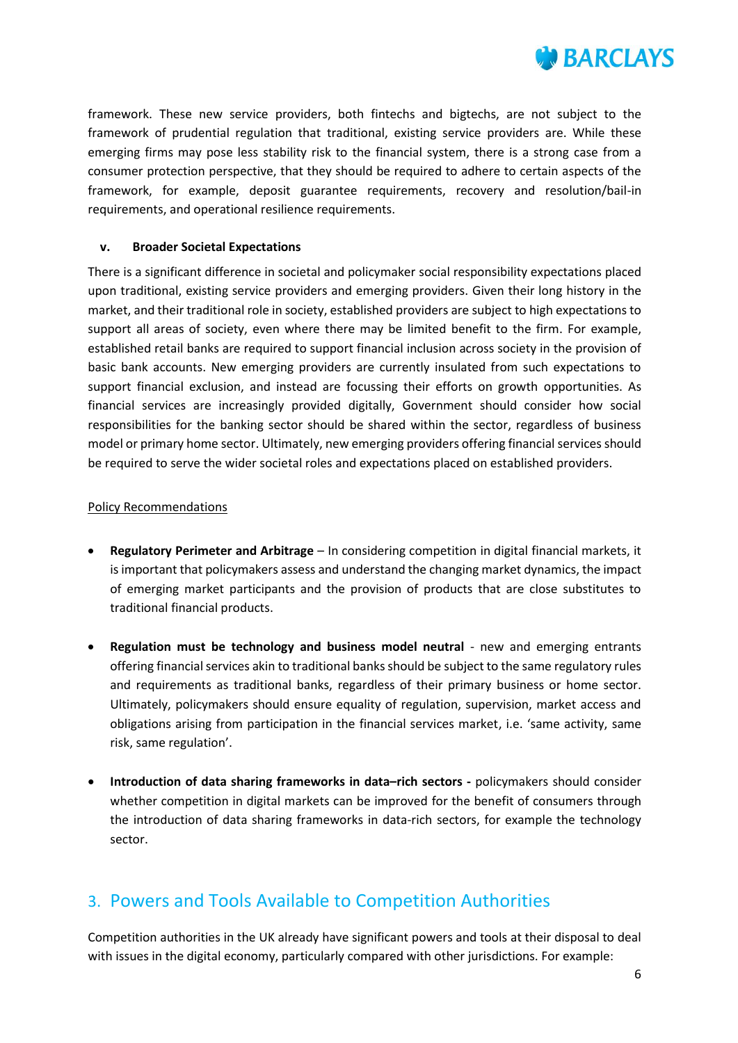framework. These new service providers, both fintechs and bigtechs, are not subject to the framework of prudential regulation that traditional, existing service providers are. While these emerging firms may pose less stability risk to the financial system, there is a strong case from a consumer protection perspective, that they should be required to adhere to certain aspects of the framework, for example, deposit guarantee requirements, recovery and resolution/bail-in requirements, and operational resilience requirements.

#### v. Broader Societal Expectations

There is a significant difference in societal and policymaker social responsibility expectations placed upon traditional, existing service providers and emerging providers. Given their long history in the market, and their traditional role in society, established providers are subject to high expectations to support all areas of society, even where there may be limited benefit to the firm. For example, established retail banks are required to support financial inclusion across society in the provision of basic bank accounts. New emerging providers are currently insulated from such expectations to support financial exclusion, and instead are focussing their efforts on growth opportunities. As financial services are increasingly provided digitally, Government should consider how social responsibilities for the banking sector should be shared within the sector, regardless of business model or primary home sector. Ultimately, new emerging providers offering financial services should be required to serve the wider societal roles and expectations placed on established providers.

Policy Recommendations

- **Regulatory Perimeter and Arbitrage** – In considering competition in digital financial markets, it is important that policymakers assess and understand the changing market dynamics, the impact of emerging market participants and the provision of products that are close substitutes to traditional financial products.
- **Regulation must be technology and business model neutral** - new and emerging entrants offering financial services akin to traditional banks should be subject to the same regulatory rules and requirements as traditional banks, regardless of their primary business or home sector. Ultimately, policymakers should ensure equality of regulation, supervision, market access and obligations arising from participation in the financial services market, i.e. 'same activity, same risk, same regulation'.
- **Introduction of data sharing frameworks in data–rich sectors -** policymakers should consider whether competition in digital markets can be improved for the benefit of consumers through the introduction of data sharing frameworks in data-rich sectors, for example the technology sector.

## 3. Powers and Tools Available to Competition Authorities

Competition authorities in the UK already have significant powers and tools at their disposal to deal with issues in the digital economy, particularly compared with other jurisdictions. For example: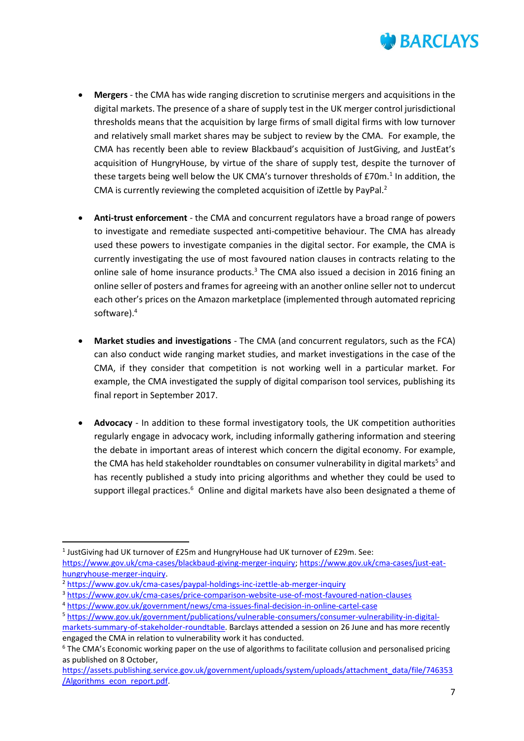- **Mergers** - the CMA has wide ranging discretion to scrutinise mergers and acquisitions in the digital markets. The presence of a share of supply test in the UK merger control jurisdictional thresholds means that the acquisition by large firms of small digital firms with low turnover and relatively small market shares may be subject to review by the CMA. For example, the CMA has recently been able to review Blackbaud's acquisition of JustGiving, and JustEat's acquisition of HungryHouse, by virtue of the share of supply test, despite the turnover of these targets being well below the UK CMA's turnover thresholds of £70m.[1] In addition, the CMA is currently reviewing the completed acquisition of iZettle by PayPal.[2]

- **Anti-trust enforcement** - the CMA and concurrent regulators have a broad range of powers to investigate and remediate suspected anti-competitive behaviour. The CMA has already used these powers to investigate companies in the digital sector. For example, the CMA is currently investigating the use of most favoured nation clauses in contracts relating to the online sale of home insurance products.[3] The CMA also issued a decision in 2016 fining an online seller of posters and frames for agreeing with an another online seller not to undercut each other's prices on the Amazon marketplace (implemented through automated repricing software).[4]

- **Market studies and investigations** - The CMA (and concurrent regulators, such as the FCA) can also conduct wide ranging market studies, and market investigations in the case of the CMA, if they consider that competition is not working well in a particular market. For example, the CMA investigated the supply of digital comparison tool services, publishing its final report in September 2017.

- **Advocacy** - In addition to these formal investigatory tools, the UK competition authorities regularly engage in advocacy work, including informally gathering information and steering the debate in important areas of interest which concern the digital economy. For example, the CMA has held stakeholder roundtables on consumer vulnerability in digital markets[5] and has recently published a study into pricing algorithms and whether they could be used to support illegal practices.[6] Online and digital markets have also been designated a theme of

---

[1] JustGiving had UK turnover of £25m and HungryHouse had UK turnover of £29m. See: https://www.gov.uk/cma-cases/blackbaud-giving-merger-inquiry; https://www.gov.uk/cma-cases/just-eat-hungryhouse-merger-inquiry.

[2] https://www.gov.uk/cma-cases/paypal-holdings-inc-izettle-ab-merger-inquiry

[3] https://www.gov.uk/cma-cases/price-comparison-website-use-of-most-favoured-nation-clauses

[4] https://www.gov.uk/government/news/cma-issues-final-decision-in-online-cartel-case

[5] https://www.gov.uk/government/publications/vulnerable-consumers/consumer-vulnerability-in-digital-markets-summary-of-stakeholder-roundtable. Barclays attended a session on 26 June and has more recently engaged the CMA in relation to vulnerability work it has conducted.

[6] The CMA's Economic working paper on the use of algorithms to facilitate collusion and personalised pricing as published on 8 October, https://assets.publishing.service.gov.uk/government/uploads/system/uploads/attachment_data/file/746353/Algorithms_econ_report.pdf.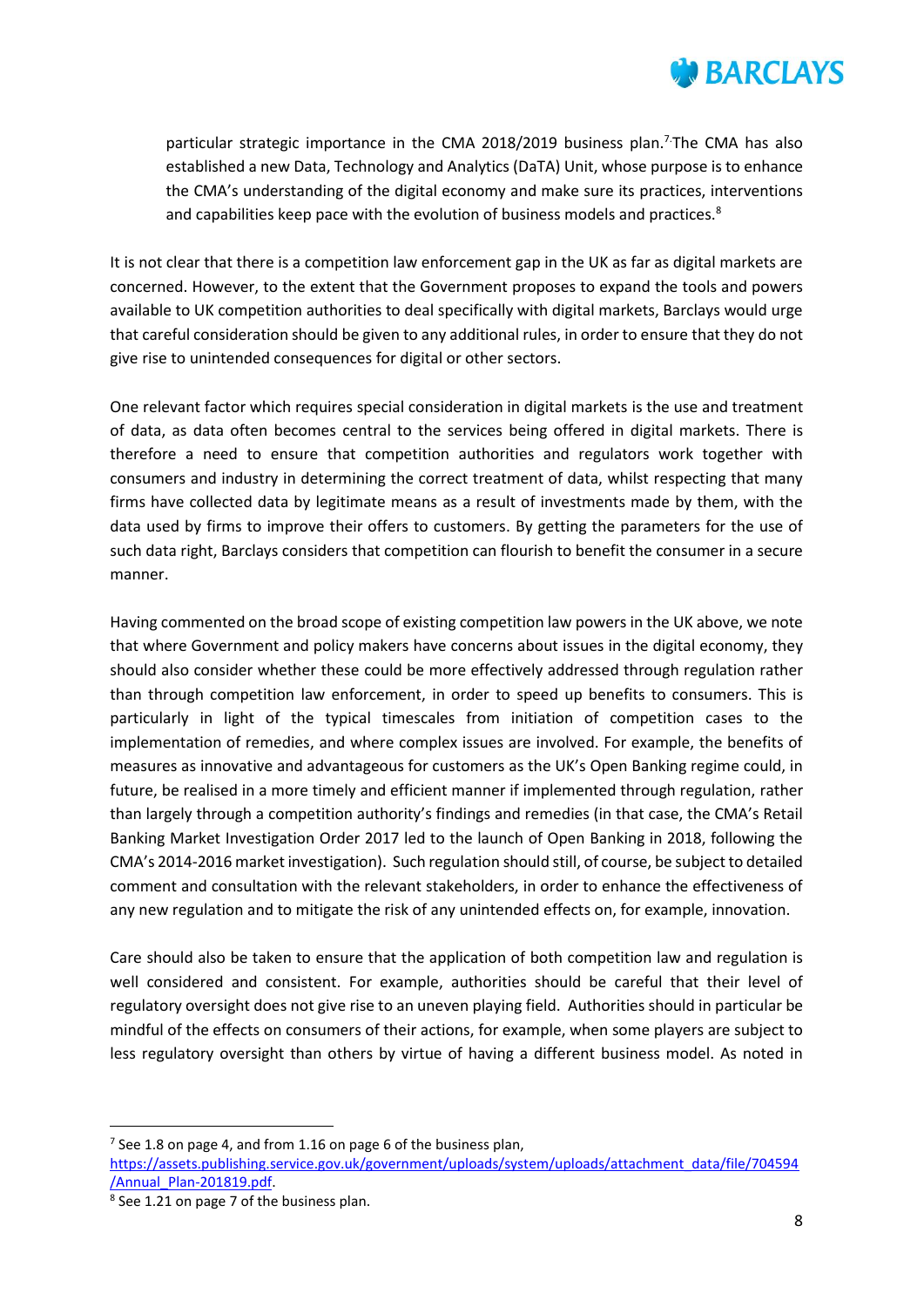particular strategic importance in the CMA 2018/2019 business plan.[7] The CMA has also established a new Data, Technology and Analytics (DaTA) Unit, whose purpose is to enhance the CMA's understanding of the digital economy and make sure its practices, interventions and capabilities keep pace with the evolution of business models and practices.[8]

It is not clear that there is a competition law enforcement gap in the UK as far as digital markets are concerned. However, to the extent that the Government proposes to expand the tools and powers available to UK competition authorities to deal specifically with digital markets, Barclays would urge that careful consideration should be given to any additional rules, in order to ensure that they do not give rise to unintended consequences for digital or other sectors.

One relevant factor which requires special consideration in digital markets is the use and treatment of data, as data often becomes central to the services being offered in digital markets. There is therefore a need to ensure that competition authorities and regulators work together with consumers and industry in determining the correct treatment of data, whilst respecting that many firms have collected data by legitimate means as a result of investments made by them, with the data used by firms to improve their offers to customers. By getting the parameters for the use of such data right, Barclays considers that competition can flourish to benefit the consumer in a secure manner.

Having commented on the broad scope of existing competition law powers in the UK above, we note that where Government and policy makers have concerns about issues in the digital economy, they should also consider whether these could be more effectively addressed through regulation rather than through competition law enforcement, in order to speed up benefits to consumers. This is particularly in light of the typical timescales from initiation of competition cases to the implementation of remedies, and where complex issues are involved. For example, the benefits of measures as innovative and advantageous for customers as the UK's Open Banking regime could, in future, be realised in a more timely and efficient manner if implemented through regulation, rather than largely through a competition authority's findings and remedies (in that case, the CMA's Retail Banking Market Investigation Order 2017 led to the launch of Open Banking in 2018, following the CMA's 2014-2016 market investigation). Such regulation should still, of course, be subject to detailed comment and consultation with the relevant stakeholders, in order to enhance the effectiveness of any new regulation and to mitigate the risk of any unintended effects on, for example, innovation.

Care should also be taken to ensure that the application of both competition law and regulation is well considered and consistent. For example, authorities should be careful that their level of regulatory oversight does not give rise to an uneven playing field. Authorities should in particular be mindful of the effects on consumers of their actions, for example, when some players are subject to less regulatory oversight than others by virtue of having a different business model. As noted in

---

[7] See 1.8 on page 4, and from 1.16 on page 6 of the business plan, https://assets.publishing.service.gov.uk/government/uploads/system/uploads/attachment_data/file/704594/Annual_Plan-201819.pdf.

[8] See 1.21 on page 7 of the business plan.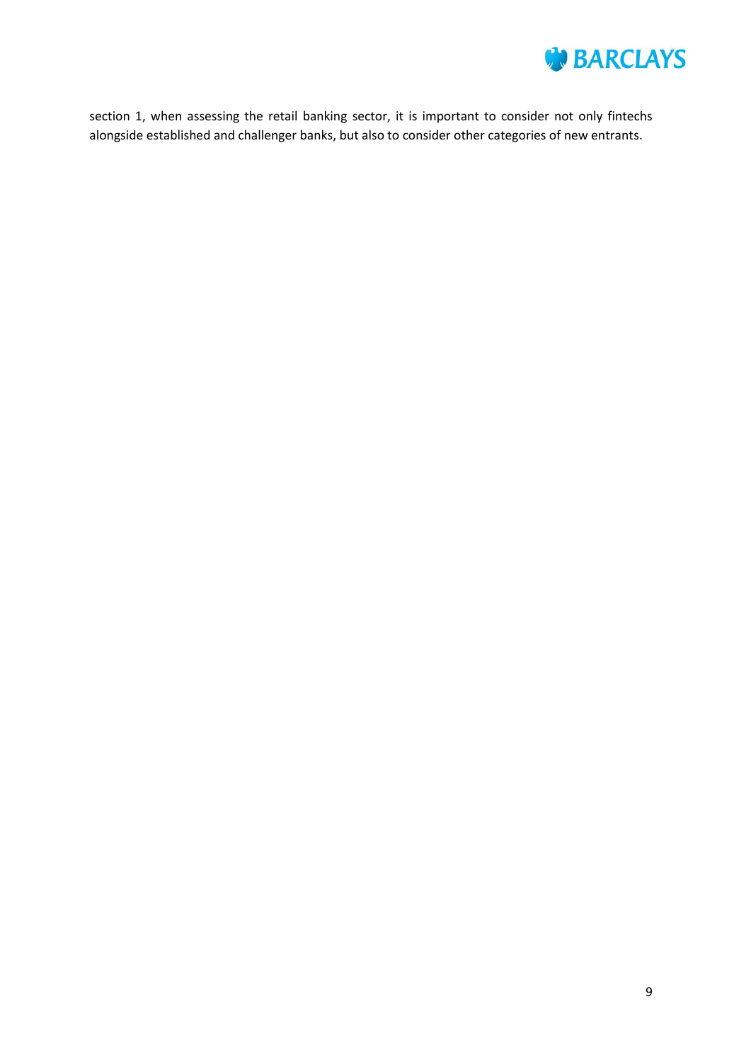section 1, when assessing the retail banking sector, it is important to consider not only fintechs alongside established and challenger banks, but also to consider other categories of new entrants.